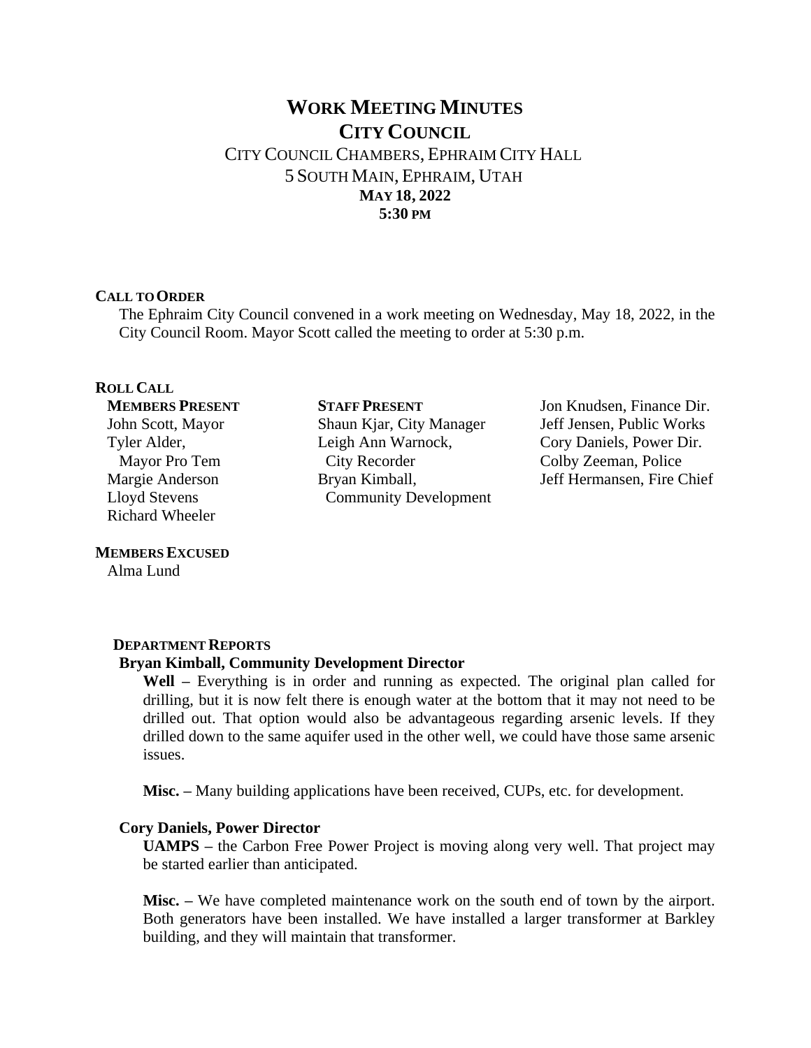# WORK MEETING MINUTES
## CITY COUNCIL

CITY COUNCIL CHAMBERS, EPHRAIM CITY HALL
5 SOUTH MAIN, EPHRAIM, UTAH
**MAY 18, 2022**
**5:30 PM**

### CALL TO ORDER

The Ephraim City Council convened in a work meeting on Wednesday, May 18, 2022, in the City Council Room. Mayor Scott called the meeting to order at 5:30 p.m.

### ROLL CALL

**MEMBERS PRESENT**
John Scott, Mayor
Tyler Alder, Mayor Pro Tem
Margie Anderson
Lloyd Stevens
Richard Wheeler

**STAFF PRESENT**
Shaun Kjar, City Manager
Leigh Ann Warnock, City Recorder
Bryan Kimball, Community Development
Jon Knudsen, Finance Dir.
Jeff Jensen, Public Works
Cory Daniels, Power Dir.
Colby Zeeman, Police
Jeff Hermansen, Fire Chief

**MEMBERS EXCUSED**
Alma Lund

### DEPARTMENT REPORTS

**Bryan Kimball, Community Development Director**

**Well –** Everything is in order and running as expected. The original plan called for drilling, but it is now felt there is enough water at the bottom that it may not need to be drilled out. That option would also be advantageous regarding arsenic levels. If they drilled down to the same aquifer used in the other well, we could have those same arsenic issues.

**Misc. –** Many building applications have been received, CUPs, etc. for development.

**Cory Daniels, Power Director**

**UAMPS –** the Carbon Free Power Project is moving along very well. That project may be started earlier than anticipated.

**Misc. –** We have completed maintenance work on the south end of town by the airport. Both generators have been installed. We have installed a larger transformer at Barkley building, and they will maintain that transformer.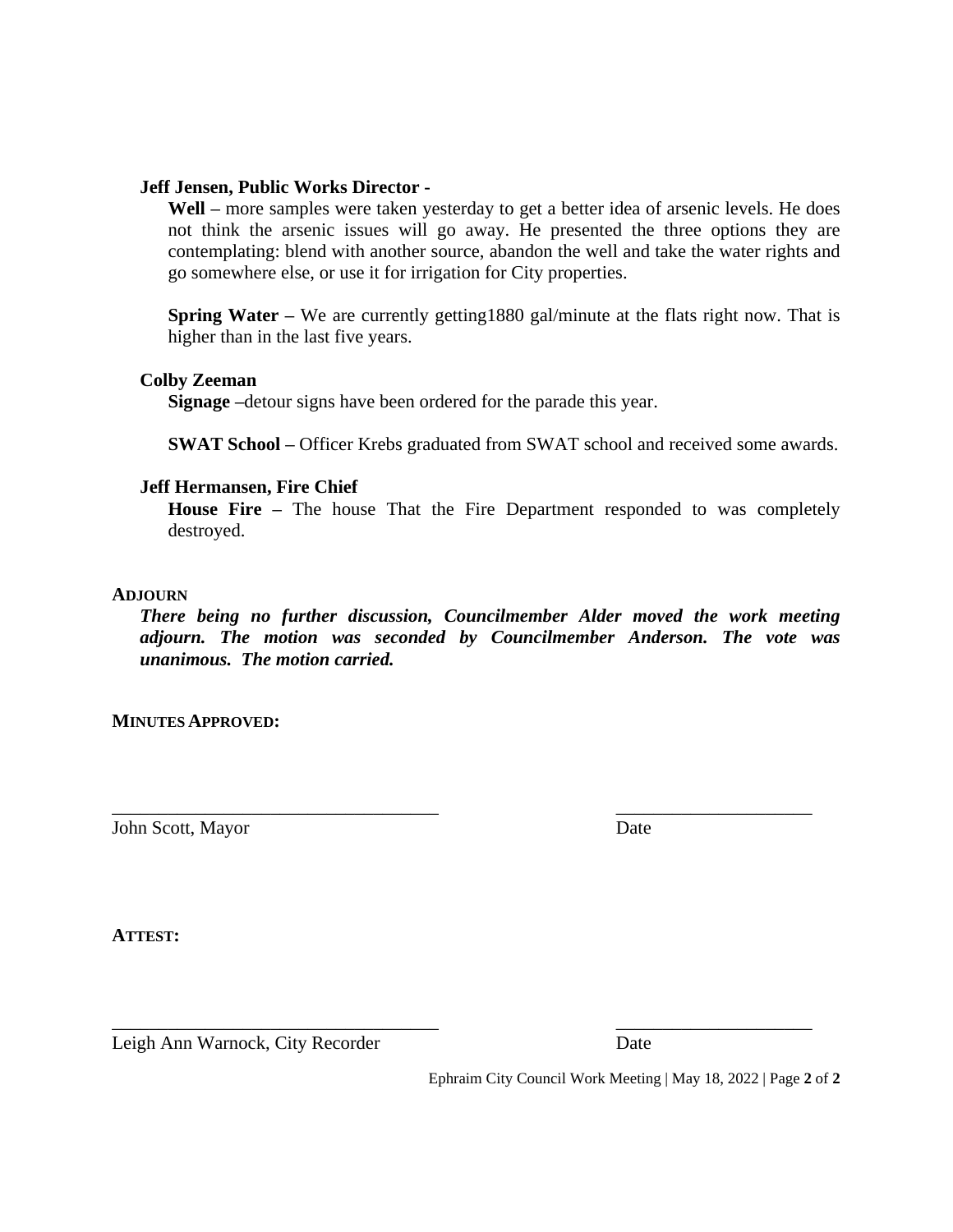**Jeff Jensen, Public Works Director -**

**Well –** more samples were taken yesterday to get a better idea of arsenic levels. He does not think the arsenic issues will go away. He presented the three options they are contemplating: blend with another source, abandon the well and take the water rights and go somewhere else, or use it for irrigation for City properties.

**Spring Water –** We are currently getting1880 gal/minute at the flats right now. That is higher than in the last five years.

**Colby Zeeman**

**Signage –**detour signs have been ordered for the parade this year.

**SWAT School –** Officer Krebs graduated from SWAT school and received some awards.

**Jeff Hermansen, Fire Chief**

**House Fire –** The house That the Fire Department responded to was completely destroyed.

**ADJOURN**

***There being no further discussion, Councilmember Alder moved the work meeting adjourn. The motion was seconded by Councilmember Anderson. The vote was unanimous. The motion carried.***

**MINUTES APPROVED:**

\_\_\_\_\_\_\_\_\_\_\_\_\_\_\_\_\_\_\_\_\_\_\_\_\_\_\_\_\_\_\_\_\_\_\_ \_\_\_\_\_\_\_\_\_\_\_\_\_\_\_\_\_\_\_\_\_

John Scott, Mayor Date

**ATTEST:**

\_\_\_\_\_\_\_\_\_\_\_\_\_\_\_\_\_\_\_\_\_\_\_\_\_\_\_\_\_\_\_\_\_\_\_ \_\_\_\_\_\_\_\_\_\_\_\_\_\_\_\_\_\_\_\_\_

Leigh Ann Warnock, City Recorder Date